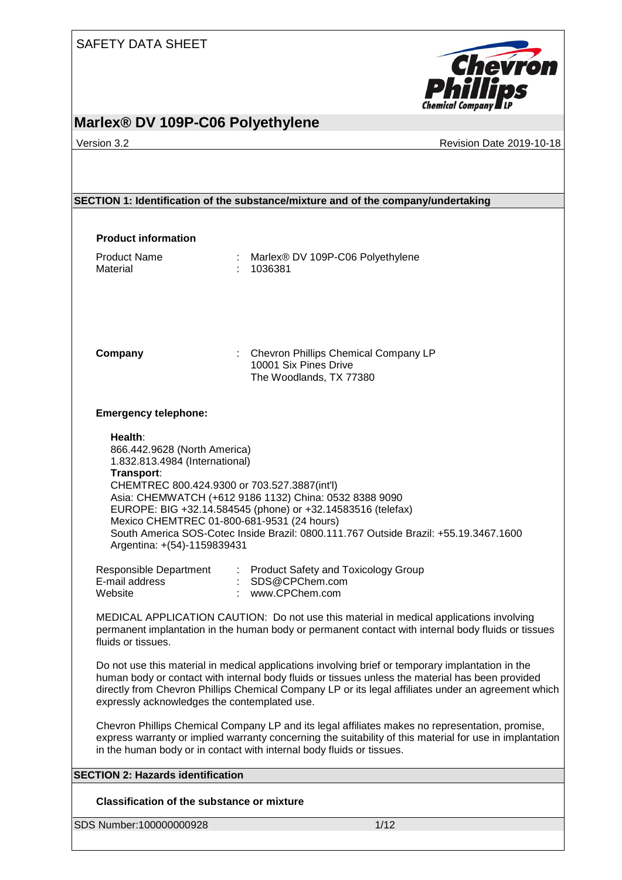SAFETY DATA SHEET

# Marlex® DV 109P-C06 Polyethylene

Version 3.2 | Revision Date 2019-10-18

## SECTION 1: Identification of the substance/mixture and of the company/undertaking

### Product information

Product Name : Marlex® DV 109P-C06 Polyethylene
Material : 1036381

**Company** : Chevron Phillips Chemical Company LP
10001 Six Pines Drive
The Woodlands, TX 77380

### Emergency telephone:

**Health**:
866.442.9628 (North America)
1.832.813.4984 (International)
**Transport**:
CHEMTREC 800.424.9300 or 703.527.3887(int'l)
Asia: CHEMWATCH (+612 9186 1132) China: 0532 8388 9090
EUROPE: BIG +32.14.584545 (phone) or +32.14583516 (telefax)
Mexico CHEMTREC 01-800-681-9531 (24 hours)
South America SOS-Cotec Inside Brazil: 0800.111.767 Outside Brazil: +55.19.3467.1600
Argentina: +(54)-1159839431

Responsible Department : Product Safety and Toxicology Group
E-mail address : SDS@CPChem.com
Website : www.CPChem.com

MEDICAL APPLICATION CAUTION: Do not use this material in medical applications involving permanent implantation in the human body or permanent contact with internal body fluids or tissues fluids or tissues.

Do not use this material in medical applications involving brief or temporary implantation in the human body or contact with internal body fluids or tissues unless the material has been provided directly from Chevron Phillips Chemical Company LP or its legal affiliates under an agreement which expressly acknowledges the contemplated use.

Chevron Phillips Chemical Company LP and its legal affiliates makes no representation, promise, express warranty or implied warranty concerning the suitability of this material for use in implantation in the human body or in contact with internal body fluids or tissues.

## SECTION 2: Hazards identification

### Classification of the substance or mixture

SDS Number:100000000928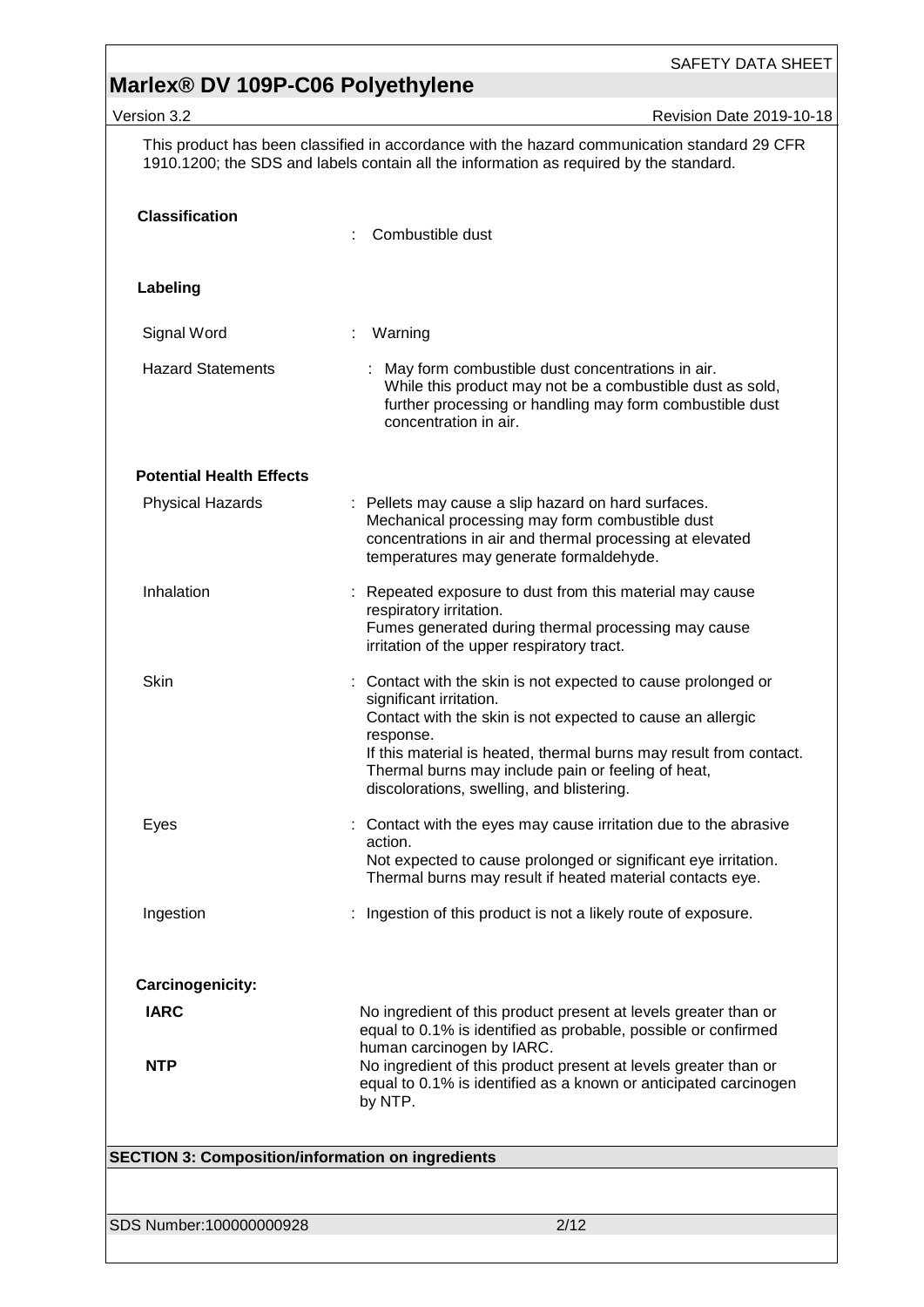This product has been classified in accordance with the hazard communication standard 29 CFR 1910.1200; the SDS and labels contain all the information as required by the standard.

**Classification** : Combustible dust

**Labeling**

| | |
|---|---|
| Signal Word | : Warning |
| Hazard Statements | : May form combustible dust concentrations in air. While this product may not be a combustible dust as sold, further processing or handling may form combustible dust concentration in air. |

**Potential Health Effects**

| | |
|---|---|
| Physical Hazards | : Pellets may cause a slip hazard on hard surfaces. Mechanical processing may form combustible dust concentrations in air and thermal processing at elevated temperatures may generate formaldehyde. |
| Inhalation | : Repeated exposure to dust from this material may cause respiratory irritation. Fumes generated during thermal processing may cause irritation of the upper respiratory tract. |
| Skin | : Contact with the skin is not expected to cause prolonged or significant irritation. Contact with the skin is not expected to cause an allergic response. If this material is heated, thermal burns may result from contact. Thermal burns may include pain or feeling of heat, discolorations, swelling, and blistering. |
| Eyes | : Contact with the eyes may cause irritation due to the abrasive action. Not expected to cause prolonged or significant eye irritation. Thermal burns may result if heated material contacts eye. |
| Ingestion | : Ingestion of this product is not a likely route of exposure. |

**Carcinogenicity:**

| | |
|---|---|
| **IARC** | No ingredient of this product present at levels greater than or equal to 0.1% is identified as probable, possible or confirmed human carcinogen by IARC. |
| **NTP** | No ingredient of this product present at levels greater than or equal to 0.1% is identified as a known or anticipated carcinogen by NTP. |

## SECTION 3: Composition/information on ingredients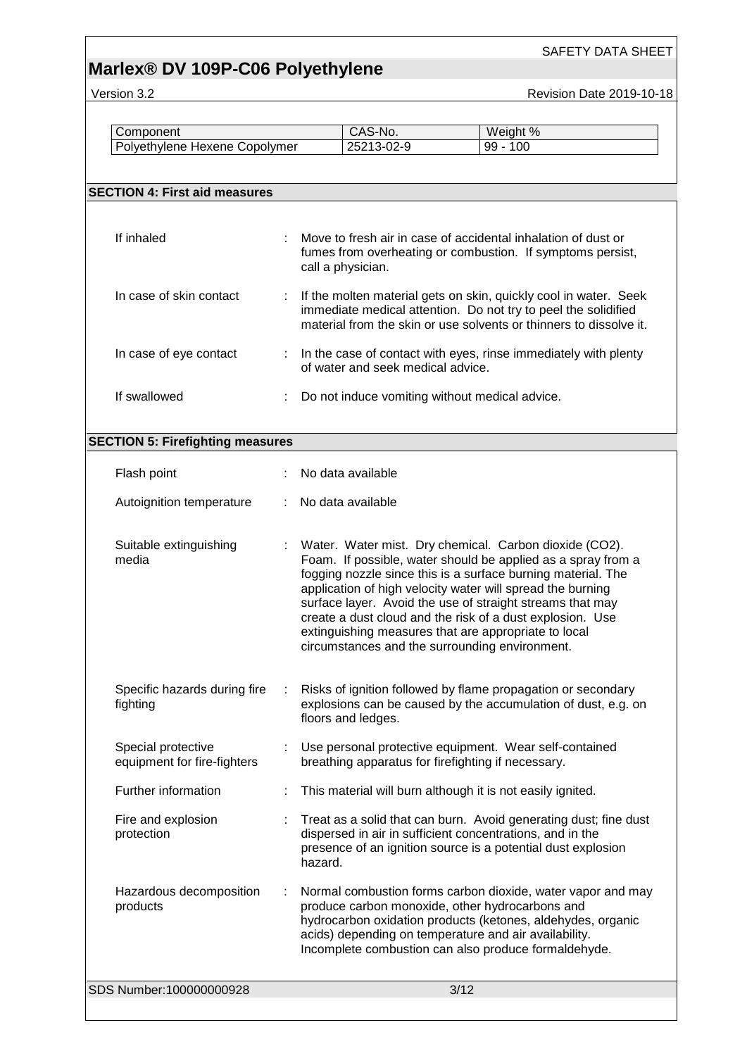| Component | CAS-No. | Weight % |
|---|---|---|
| Polyethylene Hexene Copolymer | 25213-02-9 | 99 - 100 |

## SECTION 4: First aid measures

If inhaled : Move to fresh air in case of accidental inhalation of dust or fumes from overheating or combustion. If symptoms persist, call a physician.

In case of skin contact : If the molten material gets on skin, quickly cool in water. Seek immediate medical attention. Do not try to peel the solidified material from the skin or use solvents or thinners to dissolve it.

In case of eye contact : In the case of contact with eyes, rinse immediately with plenty of water and seek medical advice.

If swallowed : Do not induce vomiting without medical advice.

## SECTION 5: Firefighting measures

Flash point : No data available

Autoignition temperature : No data available

Suitable extinguishing media : Water. Water mist. Dry chemical. Carbon dioxide ($CO_2$). Foam. If possible, water should be applied as a spray from a fogging nozzle since this is a surface burning material. The application of high velocity water will spread the burning surface layer. Avoid the use of straight streams that may create a dust cloud and the risk of a dust explosion. Use extinguishing measures that are appropriate to local circumstances and the surrounding environment.

Specific hazards during fire fighting : Risks of ignition followed by flame propagation or secondary explosions can be caused by the accumulation of dust, e.g. on floors and ledges.

Special protective equipment for fire-fighters : Use personal protective equipment. Wear self-contained breathing apparatus for firefighting if necessary.

Further information : This material will burn although it is not easily ignited.

Fire and explosion protection : Treat as a solid that can burn. Avoid generating dust; fine dust dispersed in air in sufficient concentrations, and in the presence of an ignition source is a potential dust explosion hazard.

Hazardous decomposition products : Normal combustion forms carbon dioxide, water vapor and may produce carbon monoxide, other hydrocarbons and hydrocarbon oxidation products (ketones, aldehydes, organic acids) depending on temperature and air availability. Incomplete combustion can also produce formaldehyde.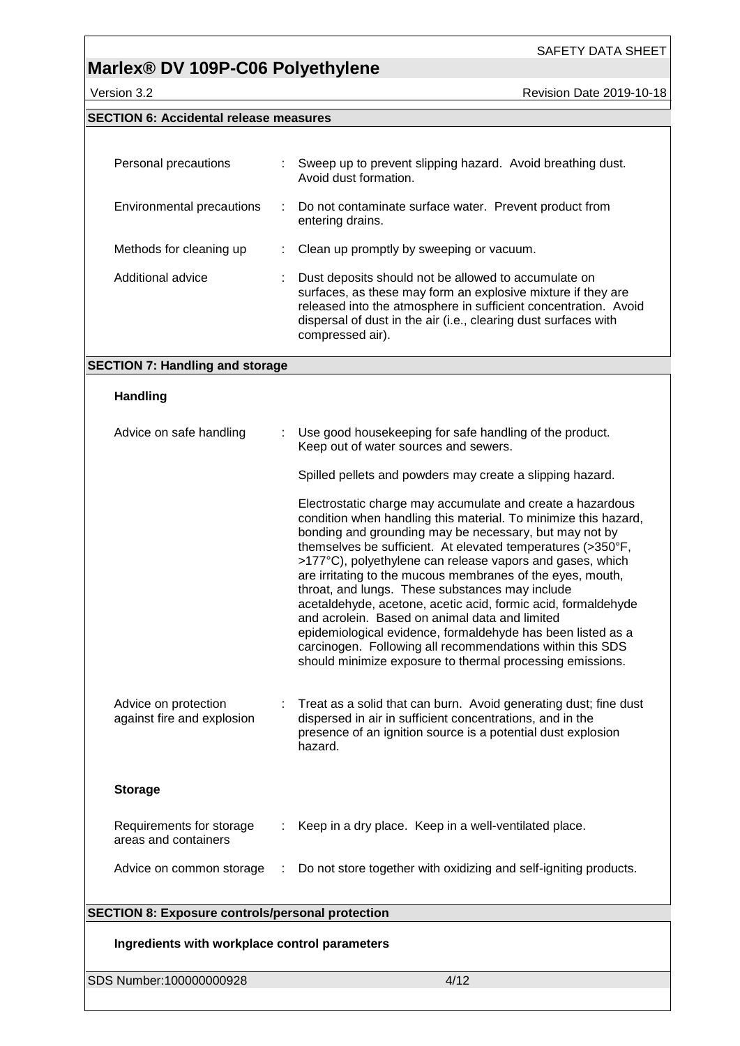## SECTION 6: Accidental release measures

| | |
|---|---|
| Personal precautions | Sweep up to prevent slipping hazard. Avoid breathing dust. Avoid dust formation. |
| Environmental precautions | Do not contaminate surface water. Prevent product from entering drains. |
| Methods for cleaning up | Clean up promptly by sweeping or vacuum. |
| Additional advice | Dust deposits should not be allowed to accumulate on surfaces, as these may form an explosive mixture if they are released into the atmosphere in sufficient concentration. Avoid dispersal of dust in the air (i.e., clearing dust surfaces with compressed air). |

## SECTION 7: Handling and storage

### Handling

**Advice on safe handling** : Use good housekeeping for safe handling of the product. Keep out of water sources and sewers.

Spilled pellets and powders may create a slipping hazard.

Electrostatic charge may accumulate and create a hazardous condition when handling this material. To minimize this hazard, bonding and grounding may be necessary, but may not by themselves be sufficient. At elevated temperatures (>350°F, >177°C), polyethylene can release vapors and gases, which are irritating to the mucous membranes of the eyes, mouth, throat, and lungs. These substances may include acetaldehyde, acetone, acetic acid, formic acid, formaldehyde and acrolein. Based on animal data and limited epidemiological evidence, formaldehyde has been listed as a carcinogen. Following all recommendations within this SDS should minimize exposure to thermal processing emissions.

**Advice on protection against fire and explosion** : Treat as a solid that can burn. Avoid generating dust; fine dust dispersed in air in sufficient concentrations, and in the presence of an ignition source is a potential dust explosion hazard.

### Storage

| | |
|---|---|
| Requirements for storage areas and containers | Keep in a dry place. Keep in a well-ventilated place. |
| Advice on common storage | Do not store together with oxidizing and self-igniting products. |

## SECTION 8: Exposure controls/personal protection

### Ingredients with workplace control parameters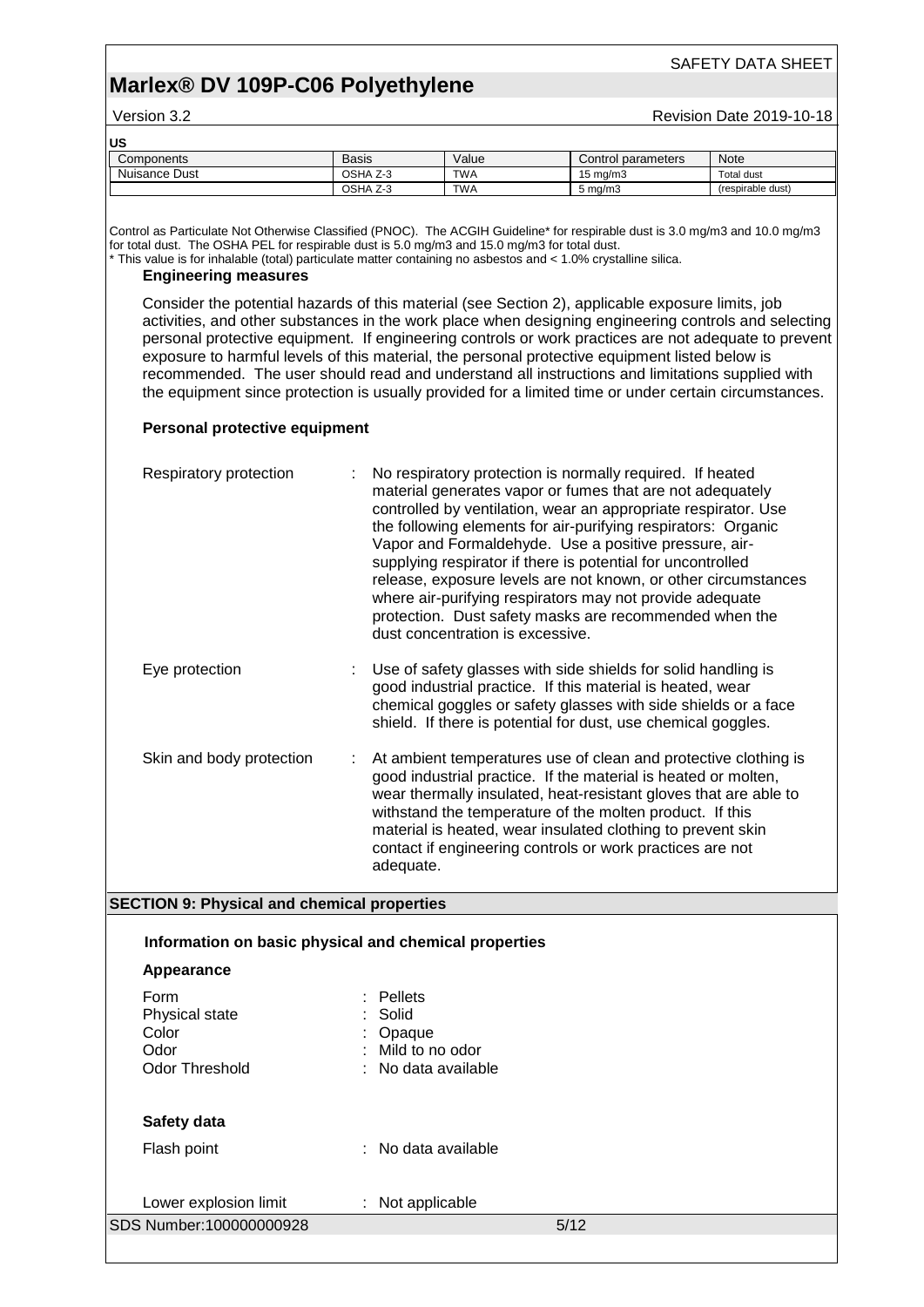**US**

| Components | Basis | Value | Control parameters | Note |
|---|---|---|---|---|
| Nuisance Dust | OSHA Z-3 | TWA | 15 mg/m3 | Total dust |
| | OSHA Z-3 | TWA | 5 mg/m3 | (respirable dust) |

Control as Particulate Not Otherwise Classified (PNOC). The ACGIH Guideline* for respirable dust is 3.0 mg/m3 and 10.0 mg/m3 for total dust. The OSHA PEL for respirable dust is 5.0 mg/m3 and 15.0 mg/m3 for total dust.
* This value is for inhalable (total) particulate matter containing no asbestos and < 1.0% crystalline silica.

**Engineering measures**

Consider the potential hazards of this material (see Section 2), applicable exposure limits, job activities, and other substances in the work place when designing engineering controls and selecting personal protective equipment. If engineering controls or work practices are not adequate to prevent exposure to harmful levels of this material, the personal protective equipment listed below is recommended. The user should read and understand all instructions and limitations supplied with the equipment since protection is usually provided for a limited time or under certain circumstances.

**Personal protective equipment**

Respiratory protection : No respiratory protection is normally required. If heated material generates vapor or fumes that are not adequately controlled by ventilation, wear an appropriate respirator. Use the following elements for air-purifying respirators: Organic Vapor and Formaldehyde. Use a positive pressure, air-supplying respirator if there is potential for uncontrolled release, exposure levels are not known, or other circumstances where air-purifying respirators may not provide adequate protection. Dust safety masks are recommended when the dust concentration is excessive.

Eye protection : Use of safety glasses with side shields for solid handling is good industrial practice. If this material is heated, wear chemical goggles or safety glasses with side shields or a face shield. If there is potential for dust, use chemical goggles.

Skin and body protection : At ambient temperatures use of clean and protective clothing is good industrial practice. If the material is heated or molten, wear thermally insulated, heat-resistant gloves that are able to withstand the temperature of the molten product. If this material is heated, wear insulated clothing to prevent skin contact if engineering controls or work practices are not adequate.

## SECTION 9: Physical and chemical properties

**Information on basic physical and chemical properties**

**Appearance**

Form : Pellets
Physical state : Solid
Color : Opaque
Odor : Mild to no odor
Odor Threshold : No data available

**Safety data**

Flash point : No data available

Lower explosion limit : Not applicable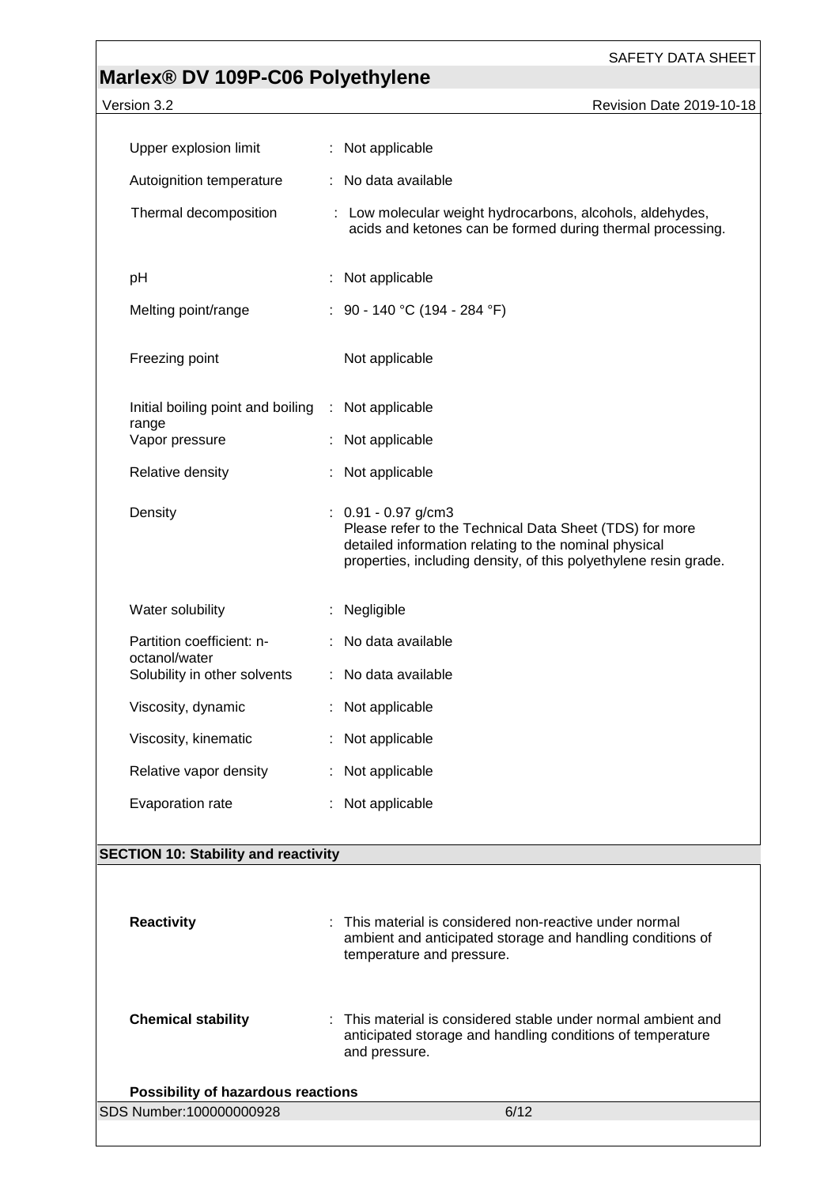| Property | Value |
|---|---|
| Upper explosion limit | : Not applicable |
| Autoignition temperature | : No data available |
| Thermal decomposition | : Low molecular weight hydrocarbons, alcohols, aldehydes, acids and ketones can be formed during thermal processing. |
| pH | : Not applicable |
| Melting point/range | : 90 - 140 °C (194 - 284 °F) |
| Freezing point | Not applicable |
| Initial boiling point and boiling range | : Not applicable |
| Vapor pressure | : Not applicable |
| Relative density | : Not applicable |
| Density | : 0.91 - 0.97 g/cm3<br>Please refer to the Technical Data Sheet (TDS) for more detailed information relating to the nominal physical properties, including density, of this polyethylene resin grade. |
| Water solubility | : Negligible |
| Partition coefficient: n-octanol/water | : No data available |
| Solubility in other solvents | : No data available |
| Viscosity, dynamic | : Not applicable |
| Viscosity, kinematic | : Not applicable |
| Relative vapor density | : Not applicable |
| Evaporation rate | : Not applicable |

## SECTION 10: Stability and reactivity

**Reactivity** : This material is considered non-reactive under normal ambient and anticipated storage and handling conditions of temperature and pressure.

**Chemical stability** : This material is considered stable under normal ambient and anticipated storage and handling conditions of temperature and pressure.

**Possibility of hazardous reactions**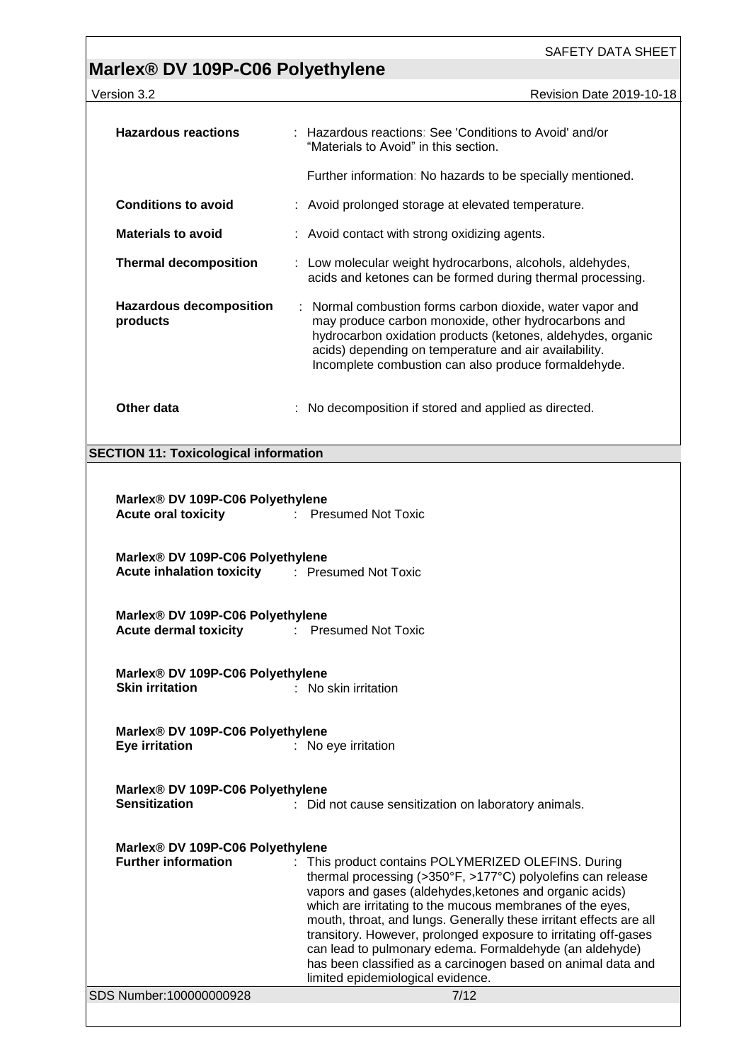**Hazardous reactions** : Hazardous reactions: See 'Conditions to Avoid' and/or "Materials to Avoid" in this section.

Further information: No hazards to be specially mentioned.

**Conditions to avoid** : Avoid prolonged storage at elevated temperature.

**Materials to avoid** : Avoid contact with strong oxidizing agents.

**Thermal decomposition** : Low molecular weight hydrocarbons, alcohols, aldehydes, acids and ketones can be formed during thermal processing.

**Hazardous decomposition products** : Normal combustion forms carbon dioxide, water vapor and may produce carbon monoxide, other hydrocarbons and hydrocarbon oxidation products (ketones, aldehydes, organic acids) depending on temperature and air availability. Incomplete combustion can also produce formaldehyde.

**Other data** : No decomposition if stored and applied as directed.

## SECTION 11: Toxicological information

**Marlex® DV 109P-C06 Polyethylene**
**Acute oral toxicity** : Presumed Not Toxic

**Marlex® DV 109P-C06 Polyethylene**
**Acute inhalation toxicity** : Presumed Not Toxic

**Marlex® DV 109P-C06 Polyethylene**
**Acute dermal toxicity** : Presumed Not Toxic

**Marlex® DV 109P-C06 Polyethylene**
**Skin irritation** : No skin irritation

**Marlex® DV 109P-C06 Polyethylene**
**Eye irritation** : No eye irritation

**Marlex® DV 109P-C06 Polyethylene**
**Sensitization** : Did not cause sensitization on laboratory animals.

**Marlex® DV 109P-C06 Polyethylene**
**Further information** : This product contains POLYMERIZED OLEFINS. During thermal processing (>350°F, >177°C) polyolefins can release vapors and gases (aldehydes,ketones and organic acids) which are irritating to the mucous membranes of the eyes, mouth, throat, and lungs. Generally these irritant effects are all transitory. However, prolonged exposure to irritating off-gases can lead to pulmonary edema. Formaldehyde (an aldehyde) has been classified as a carcinogen based on animal data and limited epidemiological evidence.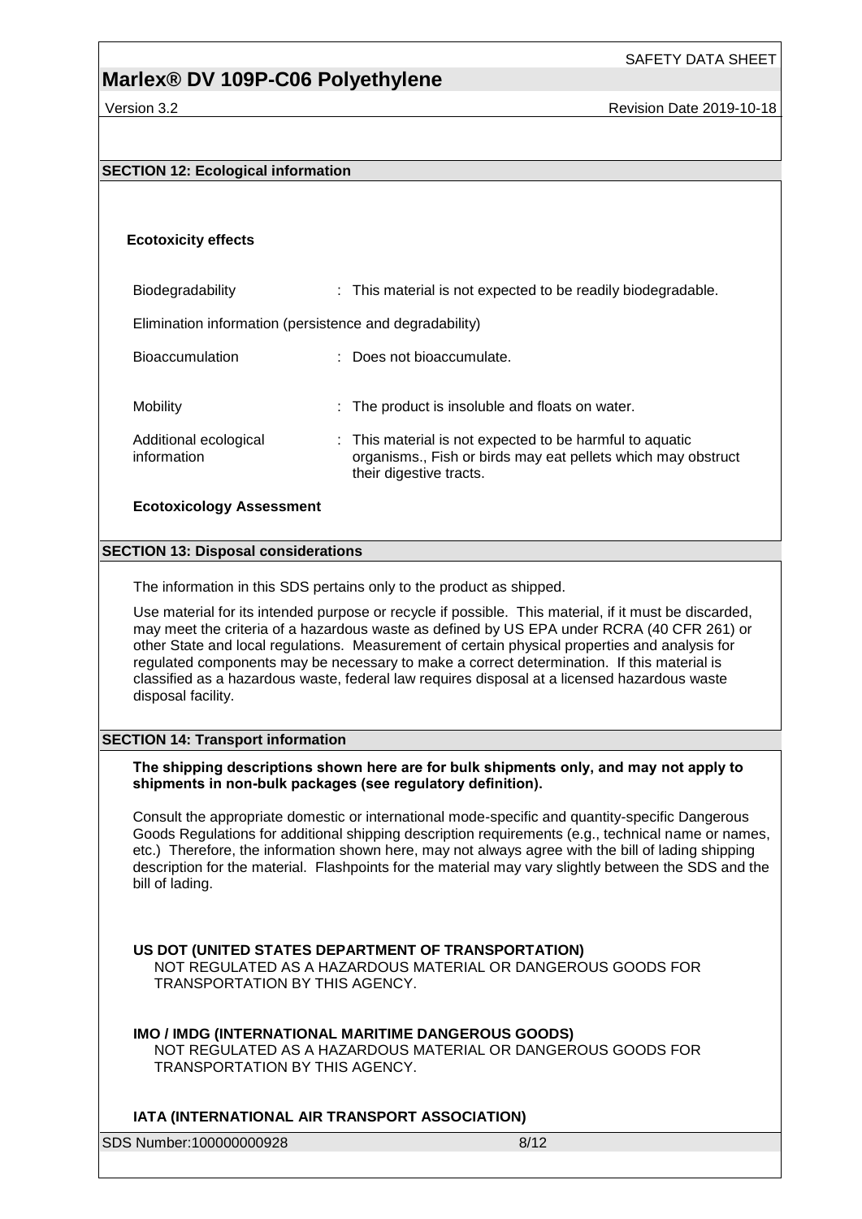## SECTION 12: Ecological information

### Ecotoxicity effects

| | |
|---|---|
| Biodegradability | : This material is not expected to be readily biodegradable. |

Elimination information (persistence and degradability)

| | |
|---|---|
| Bioaccumulation | : Does not bioaccumulate. |
| Mobility | : The product is insoluble and floats on water. |
| Additional ecological information | : This material is not expected to be harmful to aquatic organisms., Fish or birds may eat pellets which may obstruct their digestive tracts. |

**Ecotoxicology Assessment**

## SECTION 13: Disposal considerations

The information in this SDS pertains only to the product as shipped.

Use material for its intended purpose or recycle if possible. This material, if it must be discarded, may meet the criteria of a hazardous waste as defined by US EPA under RCRA (40 CFR 261) or other State and local regulations. Measurement of certain physical properties and analysis for regulated components may be necessary to make a correct determination. If this material is classified as a hazardous waste, federal law requires disposal at a licensed hazardous waste disposal facility.

## SECTION 14: Transport information

**The shipping descriptions shown here are for bulk shipments only, and may not apply to shipments in non-bulk packages (see regulatory definition).**

Consult the appropriate domestic or international mode-specific and quantity-specific Dangerous Goods Regulations for additional shipping description requirements (e.g., technical name or names, etc.) Therefore, the information shown here, may not always agree with the bill of lading shipping description for the material. Flashpoints for the material may vary slightly between the SDS and the bill of lading.

**US DOT (UNITED STATES DEPARTMENT OF TRANSPORTATION)**
NOT REGULATED AS A HAZARDOUS MATERIAL OR DANGEROUS GOODS FOR TRANSPORTATION BY THIS AGENCY.

**IMO / IMDG (INTERNATIONAL MARITIME DANGEROUS GOODS)**
NOT REGULATED AS A HAZARDOUS MATERIAL OR DANGEROUS GOODS FOR TRANSPORTATION BY THIS AGENCY.

**IATA (INTERNATIONAL AIR TRANSPORT ASSOCIATION)**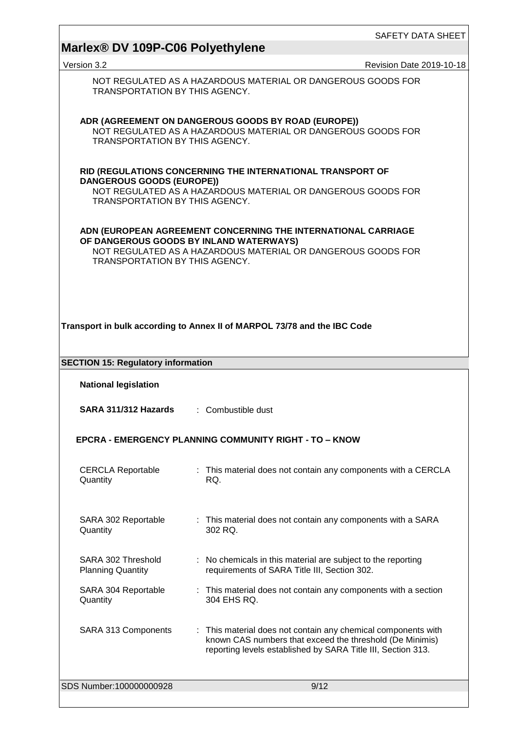NOT REGULATED AS A HAZARDOUS MATERIAL OR DANGEROUS GOODS FOR TRANSPORTATION BY THIS AGENCY.

**ADR (AGREEMENT ON DANGEROUS GOODS BY ROAD (EUROPE))**
NOT REGULATED AS A HAZARDOUS MATERIAL OR DANGEROUS GOODS FOR TRANSPORTATION BY THIS AGENCY.

**RID (REGULATIONS CONCERNING THE INTERNATIONAL TRANSPORT OF DANGEROUS GOODS (EUROPE))**
NOT REGULATED AS A HAZARDOUS MATERIAL OR DANGEROUS GOODS FOR TRANSPORTATION BY THIS AGENCY.

**ADN (EUROPEAN AGREEMENT CONCERNING THE INTERNATIONAL CARRIAGE OF DANGEROUS GOODS BY INLAND WATERWAYS)**
NOT REGULATED AS A HAZARDOUS MATERIAL OR DANGEROUS GOODS FOR TRANSPORTATION BY THIS AGENCY.

**Transport in bulk according to Annex II of MARPOL 73/78 and the IBC Code**

## SECTION 15: Regulatory information

**National legislation**

**SARA 311/312 Hazards** : Combustible dust

**EPCRA - EMERGENCY PLANNING COMMUNITY RIGHT - TO – KNOW**

CERCLA Reportable Quantity : This material does not contain any components with a CERCLA RQ.

SARA 302 Reportable Quantity : This material does not contain any components with a SARA 302 RQ.

SARA 302 Threshold Planning Quantity : No chemicals in this material are subject to the reporting requirements of SARA Title III, Section 302.

SARA 304 Reportable Quantity : This material does not contain any components with a section 304 EHS RQ.

SARA 313 Components : This material does not contain any chemical components with known CAS numbers that exceed the threshold (De Minimis) reporting levels established by SARA Title III, Section 313.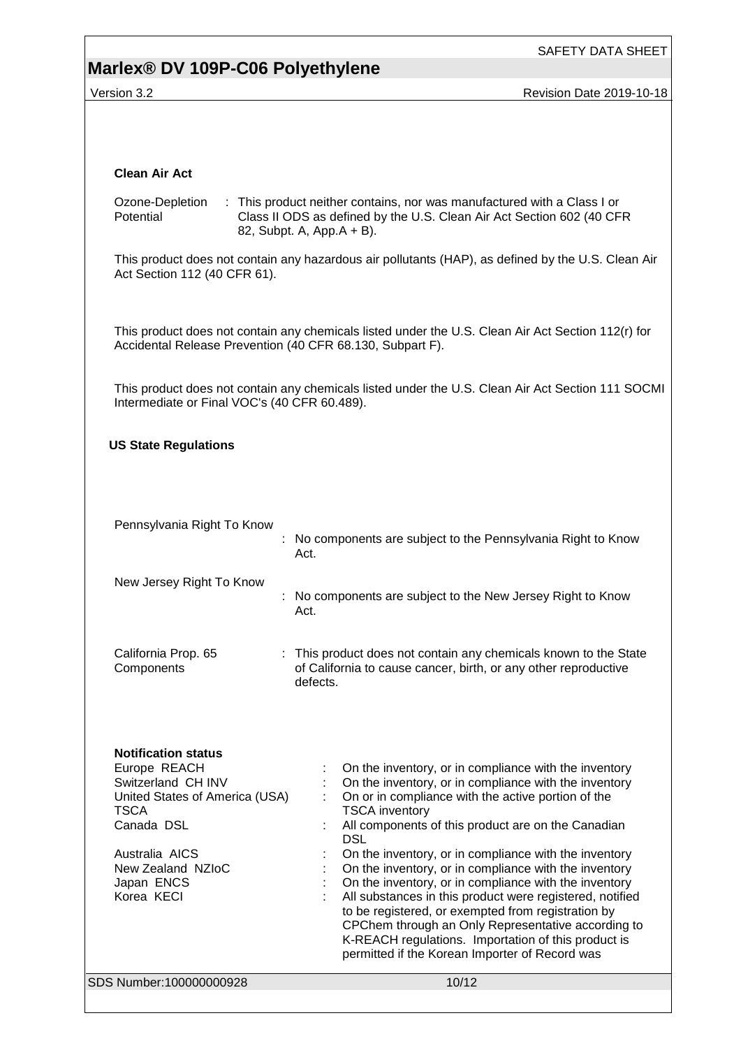**Clean Air Act**

Ozone-Depletion Potential : This product neither contains, nor was manufactured with a Class I or Class II ODS as defined by the U.S. Clean Air Act Section 602 (40 CFR 82, Subpt. A, App.A + B).

This product does not contain any hazardous air pollutants (HAP), as defined by the U.S. Clean Air Act Section 112 (40 CFR 61).

This product does not contain any chemicals listed under the U.S. Clean Air Act Section 112(r) for Accidental Release Prevention (40 CFR 68.130, Subpart F).

This product does not contain any chemicals listed under the U.S. Clean Air Act Section 111 SOCMI Intermediate or Final VOC's (40 CFR 60.489).

**US State Regulations**

Pennsylvania Right To Know : No components are subject to the Pennsylvania Right to Know Act.

New Jersey Right To Know : No components are subject to the New Jersey Right to Know Act.

California Prop. 65 Components : This product does not contain any chemicals known to the State of California to cause cancer, birth, or any other reproductive defects.

**Notification status**

Europe REACH : On the inventory, or in compliance with the inventory
Switzerland CH INV : On the inventory, or in compliance with the inventory
United States of America (USA) TSCA : On or in compliance with the active portion of the TSCA inventory
Canada DSL : All components of this product are on the Canadian DSL
Australia AICS : On the inventory, or in compliance with the inventory
New Zealand NZIoC : On the inventory, or in compliance with the inventory
Japan ENCS : On the inventory, or in compliance with the inventory
Korea KECI : All substances in this product were registered, notified to be registered, or exempted from registration by CPChem through an Only Representative according to K-REACH regulations. Importation of this product is permitted if the Korean Importer of Record was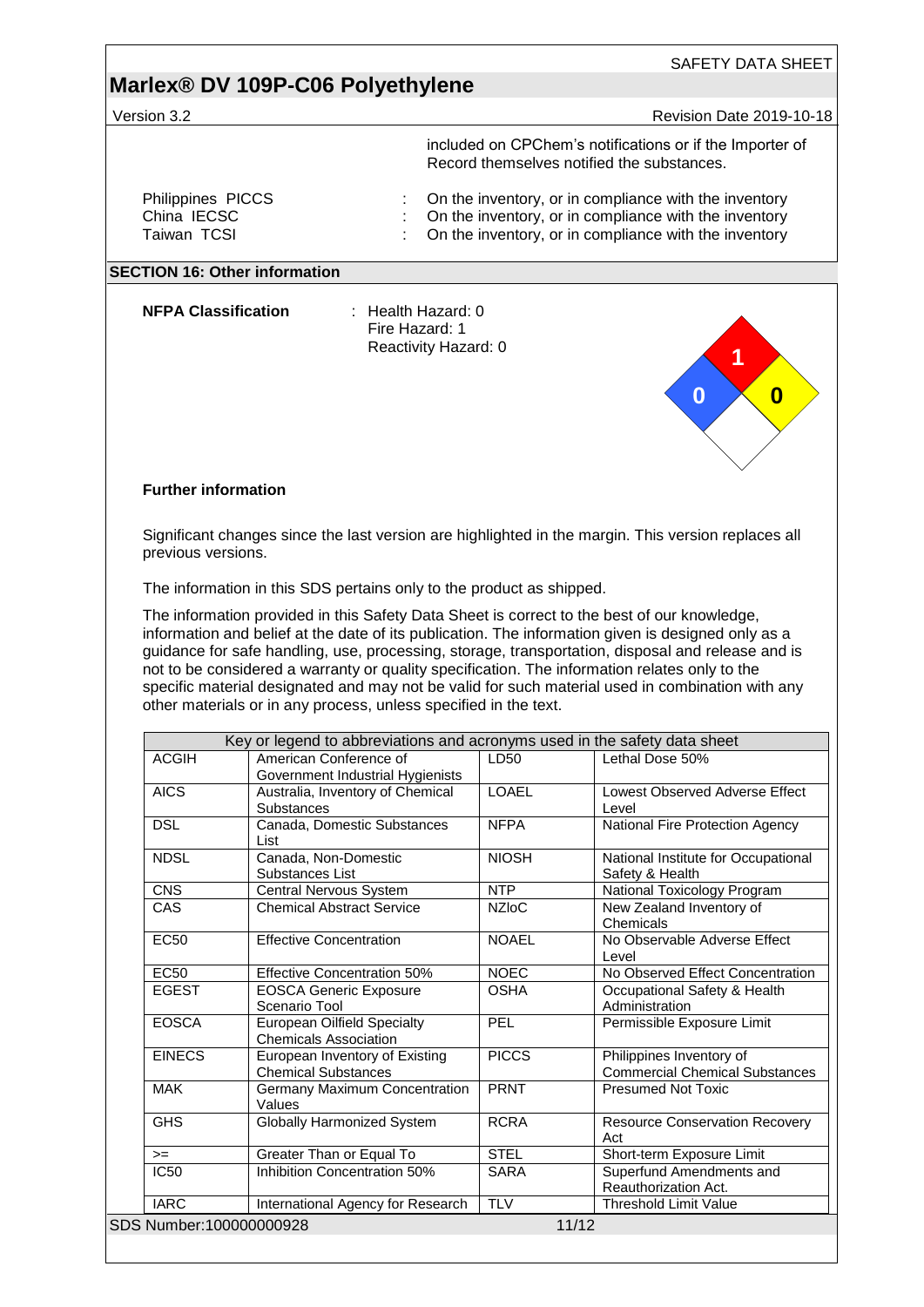included on CPChem's notifications or if the Importer of Record themselves notified the substances.

| | | |
|---|---|---|
| Philippines PICCS | : | On the inventory, or in compliance with the inventory |
| China IECSC | : | On the inventory, or in compliance with the inventory |
| Taiwan TCSI | : | On the inventory, or in compliance with the inventory |

## SECTION 16: Other information

**NFPA Classification** : Health Hazard: 0
Fire Hazard: 1
Reactivity Hazard: 0

**Further information**

Significant changes since the last version are highlighted in the margin. This version replaces all previous versions.

The information in this SDS pertains only to the product as shipped.

The information provided in this Safety Data Sheet is correct to the best of our knowledge, information and belief at the date of its publication. The information given is designed only as a guidance for safe handling, use, processing, storage, transportation, disposal and release and is not to be considered a warranty or quality specification. The information relates only to the specific material designated and may not be valid for such material used in combination with any other materials or in any process, unless specified in the text.

| Key or legend to abbreviations and acronyms used in the safety data sheet | | | |
|---|---|---|---|
| ACGIH | American Conference of Government Industrial Hygienists | LD50 | Lethal Dose 50% |
| AICS | Australia, Inventory of Chemical Substances | LOAEL | Lowest Observed Adverse Effect Level |
| DSL | Canada, Domestic Substances List | NFPA | National Fire Protection Agency |
| NDSL | Canada, Non-Domestic Substances List | NIOSH | National Institute for Occupational Safety & Health |
| CNS | Central Nervous System | NTP | National Toxicology Program |
| CAS | Chemical Abstract Service | NZIoC | New Zealand Inventory of Chemicals |
| EC50 | Effective Concentration | NOAEL | No Observable Adverse Effect Level |
| EC50 | Effective Concentration 50% | NOEC | No Observed Effect Concentration |
| EGEST | EOSCA Generic Exposure Scenario Tool | OSHA | Occupational Safety & Health Administration |
| EOSCA | European Oilfield Specialty Chemicals Association | PEL | Permissible Exposure Limit |
| EINECS | European Inventory of Existing Chemical Substances | PICCS | Philippines Inventory of Commercial Chemical Substances |
| MAK | Germany Maximum Concentration Values | PRNT | Presumed Not Toxic |
| GHS | Globally Harmonized System | RCRA | Resource Conservation Recovery Act |
| >= | Greater Than or Equal To | STEL | Short-term Exposure Limit |
| IC50 | Inhibition Concentration 50% | SARA | Superfund Amendments and Reauthorization Act. |
| IARC | International Agency for Research | TLV | Threshold Limit Value |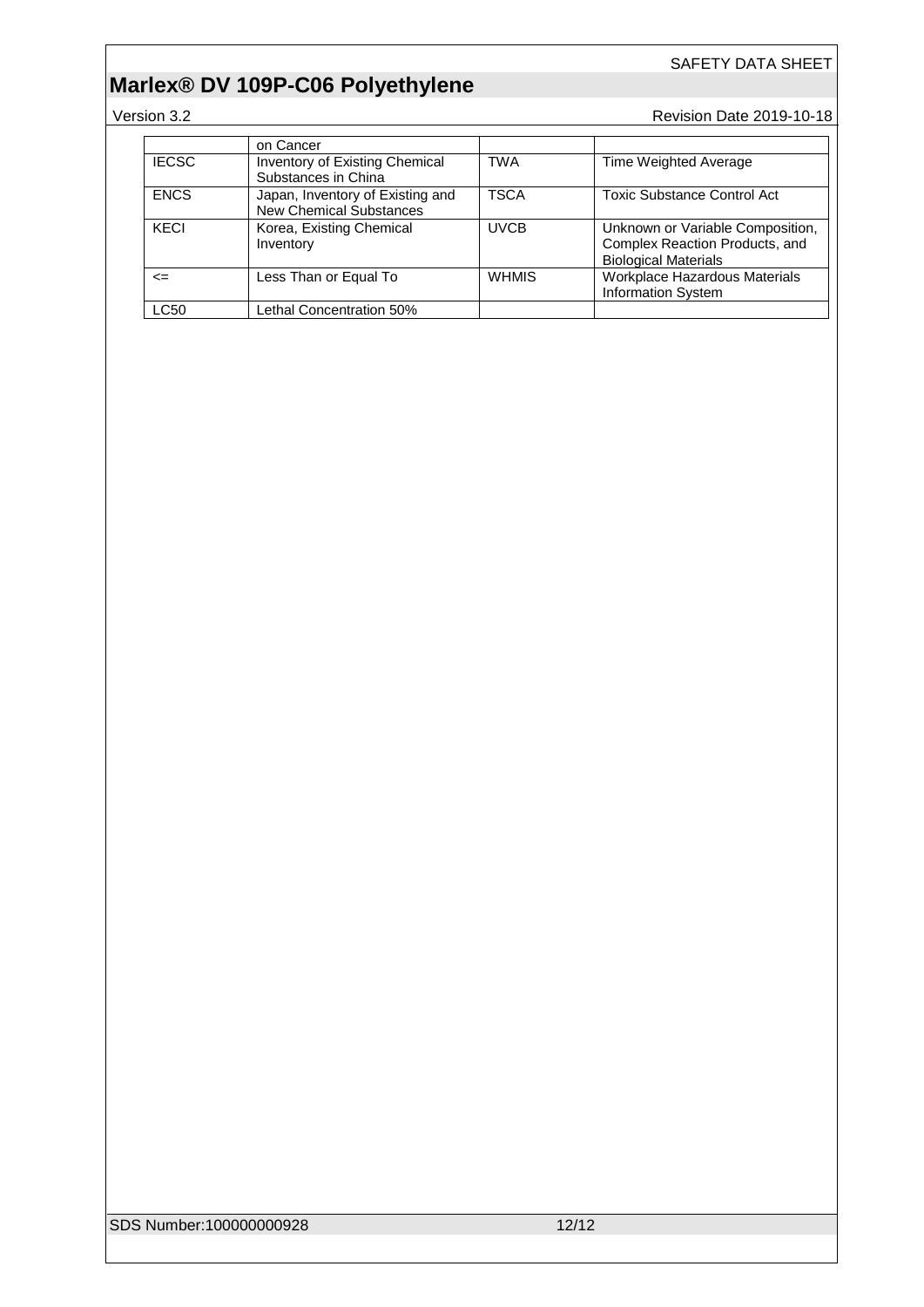| | | | |
|---|---|---|---|
| | on Cancer | | |
| IECSC | Inventory of Existing Chemical Substances in China | TWA | Time Weighted Average |
| ENCS | Japan, Inventory of Existing and New Chemical Substances | TSCA | Toxic Substance Control Act |
| KECI | Korea, Existing Chemical Inventory | UVCB | Unknown or Variable Composition, Complex Reaction Products, and Biological Materials |
| <= | Less Than or Equal To | WHMIS | Workplace Hazardous Materials Information System |
| LC50 | Lethal Concentration 50% | | |